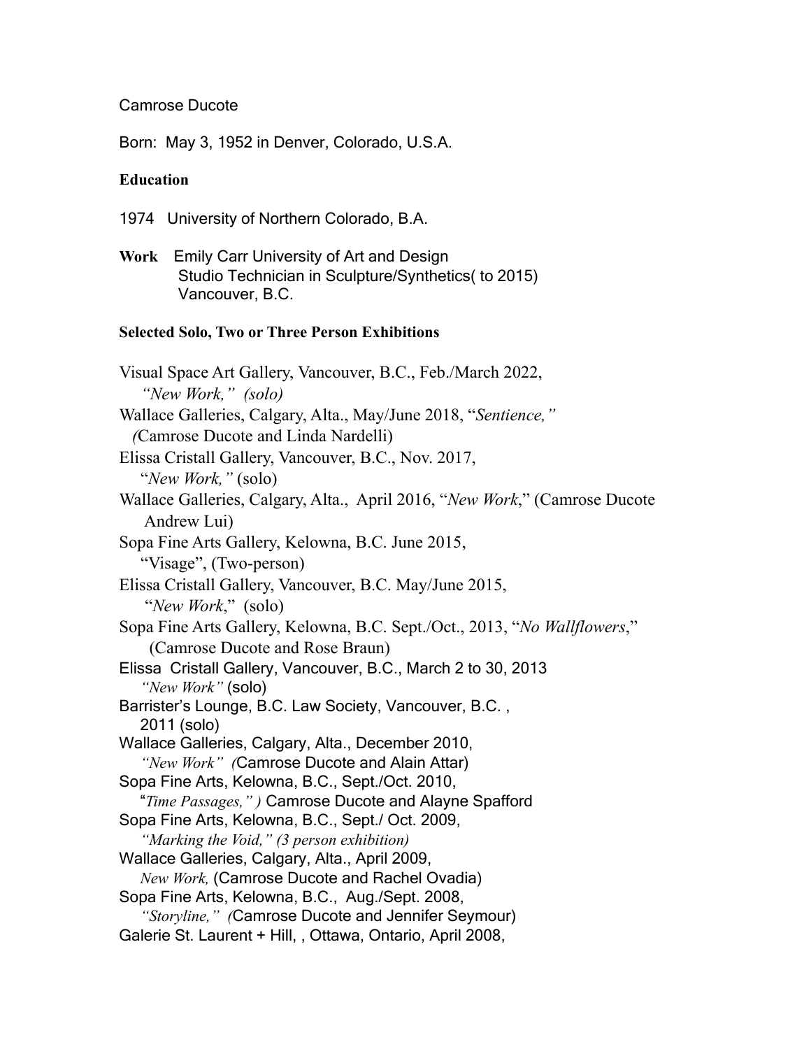Camrose Ducote

Born: May 3, 1952 in Denver, Colorado, U.S.A.

**Education**

1974 University of Northern Colorado, B.A.

**Work** Emily Carr University of Art and Design
Studio Technician in Sculpture/Synthetics( to 2015)
Vancouver, B.C.

**Selected Solo, Two or Three Person Exhibitions**

Visual Space Art Gallery, Vancouver, B.C., Feb./March 2022,
*"New Work," (solo)*

Wallace Galleries, Calgary, Alta., May/June 2018, "*Sentience,"*
*(*Camrose Ducote and Linda Nardelli)

Elissa Cristall Gallery, Vancouver, B.C., Nov. 2017,
"*New Work,"* (solo)

Wallace Galleries, Calgary, Alta., April 2016, "*New Work*," (Camrose Ducote
Andrew Lui)

Sopa Fine Arts Gallery, Kelowna, B.C. June 2015,
"Visage", (Two-person)

Elissa Cristall Gallery, Vancouver, B.C. May/June 2015,
"*New Work*," (solo)

Sopa Fine Arts Gallery, Kelowna, B.C. Sept./Oct., 2013, "*No Wallflowers*,"
(Camrose Ducote and Rose Braun)

Elissa Cristall Gallery, Vancouver, B.C., March 2 to 30, 2013
*"New Work"* (solo)

Barrister's Lounge, B.C. Law Society, Vancouver, B.C. ,
2011 (solo)

Wallace Galleries, Calgary, Alta., December 2010,
*"New Work" (*Camrose Ducote and Alain Attar)

Sopa Fine Arts, Kelowna, B.C., Sept./Oct. 2010,
"*Time Passages," )* Camrose Ducote and Alayne Spafford

Sopa Fine Arts, Kelowna, B.C., Sept./ Oct. 2009,
*"Marking the Void," (3 person exhibition)*

Wallace Galleries, Calgary, Alta., April 2009,
*New Work,* (Camrose Ducote and Rachel Ovadia)

Sopa Fine Arts, Kelowna, B.C., Aug./Sept. 2008,
*"Storyline," (*Camrose Ducote and Jennifer Seymour)

Galerie St. Laurent + Hill, , Ottawa, Ontario, April 2008,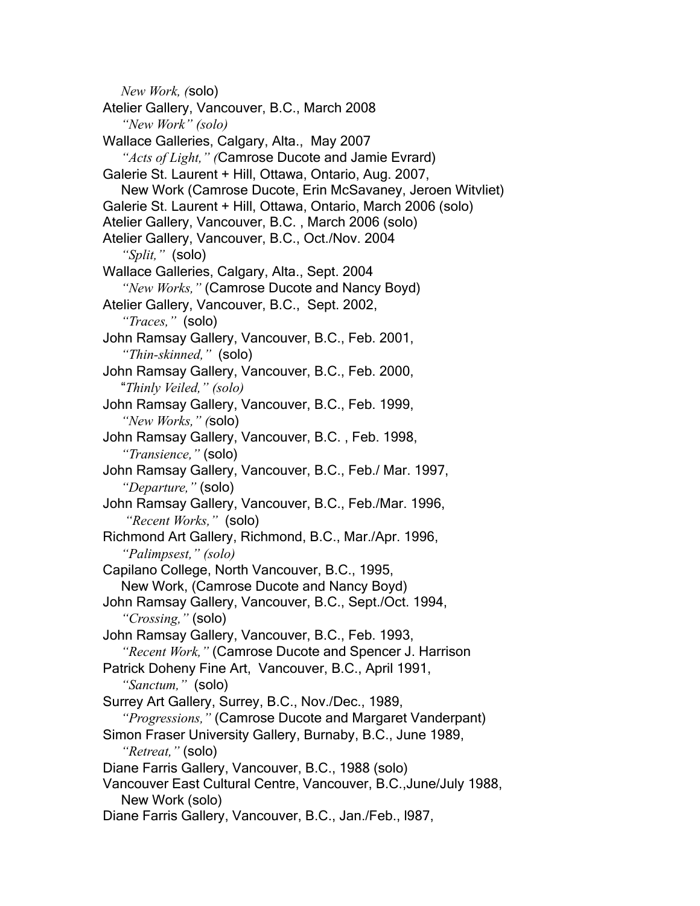*New Work, (*solo)
Atelier Gallery, Vancouver, B.C., March 2008
*"New Work" (solo)*
Wallace Galleries, Calgary, Alta., May 2007
*"Acts of Light," (*Camrose Ducote and Jamie Evrard)
Galerie St. Laurent + Hill, Ottawa, Ontario, Aug. 2007,
New Work (Camrose Ducote, Erin McSavaney, Jeroen Witvliet)
Galerie St. Laurent + Hill, Ottawa, Ontario, March 2006 (solo)
Atelier Gallery, Vancouver, B.C. , March 2006 (solo)
Atelier Gallery, Vancouver, B.C., Oct./Nov. 2004
*"Split,"* (solo)
Wallace Galleries, Calgary, Alta., Sept. 2004
*"New Works,"* (Camrose Ducote and Nancy Boyd)
Atelier Gallery, Vancouver, B.C., Sept. 2002,
*"Traces,"* (solo)
John Ramsay Gallery, Vancouver, B.C., Feb. 2001,
*"Thin-skinned,"* (solo)
John Ramsay Gallery, Vancouver, B.C., Feb. 2000,
"*Thinly Veiled," (solo)*
John Ramsay Gallery, Vancouver, B.C., Feb. 1999,
*"New Works," (*solo)
John Ramsay Gallery, Vancouver, B.C. , Feb. 1998,
*"Transience,"* (solo)
John Ramsay Gallery, Vancouver, B.C., Feb./ Mar. 1997,
*"Departure,"* (solo)
John Ramsay Gallery, Vancouver, B.C., Feb./Mar. 1996,
*"Recent Works,"* (solo)
Richmond Art Gallery, Richmond, B.C., Mar./Apr. 1996,
*"Palimpsest," (solo)*
Capilano College, North Vancouver, B.C., 1995,
New Work, (Camrose Ducote and Nancy Boyd)
John Ramsay Gallery, Vancouver, B.C., Sept./Oct. 1994,
*"Crossing,"* (solo)
John Ramsay Gallery, Vancouver, B.C., Feb. 1993,
*"Recent Work,"* (Camrose Ducote and Spencer J. Harrison
Patrick Doheny Fine Art, Vancouver, B.C., April 1991,
*"Sanctum,"* (solo)
Surrey Art Gallery, Surrey, B.C., Nov./Dec., 1989,
*"Progressions,"* (Camrose Ducote and Margaret Vanderpant)
Simon Fraser University Gallery, Burnaby, B.C., June 1989,
*"Retreat,"* (solo)
Diane Farris Gallery, Vancouver, B.C., 1988 (solo)
Vancouver East Cultural Centre, Vancouver, B.C.,June/July 1988,
New Work (solo)
Diane Farris Gallery, Vancouver, B.C., Jan./Feb., l987,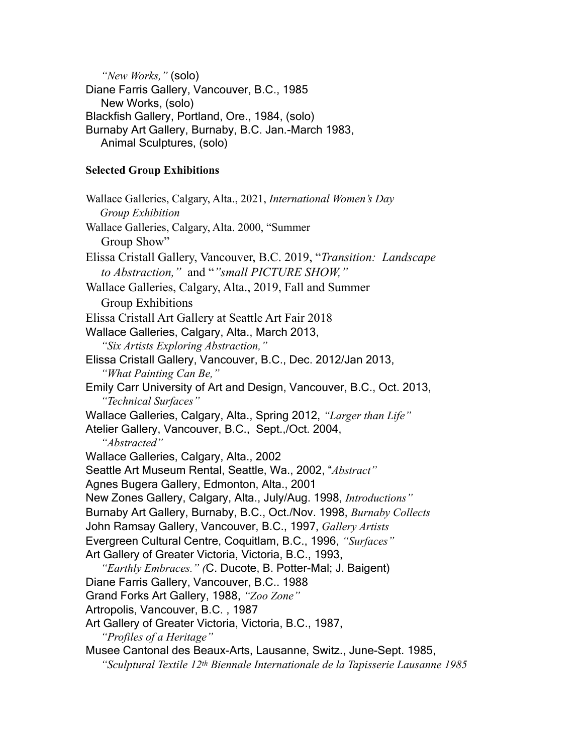*"New Works,"* (solo)
Diane Farris Gallery, Vancouver, B.C., 1985
New Works, (solo)
Blackfish Gallery, Portland, Ore., 1984, (solo)
Burnaby Art Gallery, Burnaby, B.C. Jan.-March 1983,
Animal Sculptures, (solo)

**Selected Group Exhibitions**

Wallace Galleries, Calgary, Alta., 2021, *International Women's Day Group Exhibition*
Wallace Galleries, Calgary, Alta. 2000, "Summer Group Show"
Elissa Cristall Gallery, Vancouver, B.C. 2019, "*Transition: Landscape to Abstraction,"* and "*"small PICTURE SHOW,"*
Wallace Galleries, Calgary, Alta., 2019, Fall and Summer Group Exhibitions
Elissa Cristall Art Gallery at Seattle Art Fair 2018
Wallace Galleries, Calgary, Alta., March 2013, *"Six Artists Exploring Abstraction,"*
Elissa Cristall Gallery, Vancouver, B.C., Dec. 2012/Jan 2013, *"What Painting Can Be,"*
Emily Carr University of Art and Design, Vancouver, B.C., Oct. 2013, *"Technical Surfaces"*
Wallace Galleries, Calgary, Alta., Spring 2012, *"Larger than Life"*
Atelier Gallery, Vancouver, B.C., Sept.,/Oct. 2004, *"Abstracted"*
Wallace Galleries, Calgary, Alta., 2002
Seattle Art Museum Rental, Seattle, Wa., 2002, "*Abstract"*
Agnes Bugera Gallery, Edmonton, Alta., 2001
New Zones Gallery, Calgary, Alta., July/Aug. 1998, *Introductions"*
Burnaby Art Gallery, Burnaby, B.C., Oct./Nov. 1998, *Burnaby Collects*
John Ramsay Gallery, Vancouver, B.C., 1997, *Gallery Artists*
Evergreen Cultural Centre, Coquitlam, B.C., 1996, *"Surfaces"*
Art Gallery of Greater Victoria, Victoria, B.C., 1993, *"Earthly Embraces." (*C. Ducote, B. Potter-Mal; J. Baigent)
Diane Farris Gallery, Vancouver, B.C.. 1988
Grand Forks Art Gallery, 1988, *"Zoo Zone"*
Artropolis, Vancouver, B.C. , 1987
Art Gallery of Greater Victoria, Victoria, B.C., 1987, *"Profiles of a Heritage"*
Musee Cantonal des Beaux-Arts, Lausanne, Switz., June-Sept. 1985, *"Sculptural Textile 12th Biennale Internationale de la Tapisserie Lausanne 1985*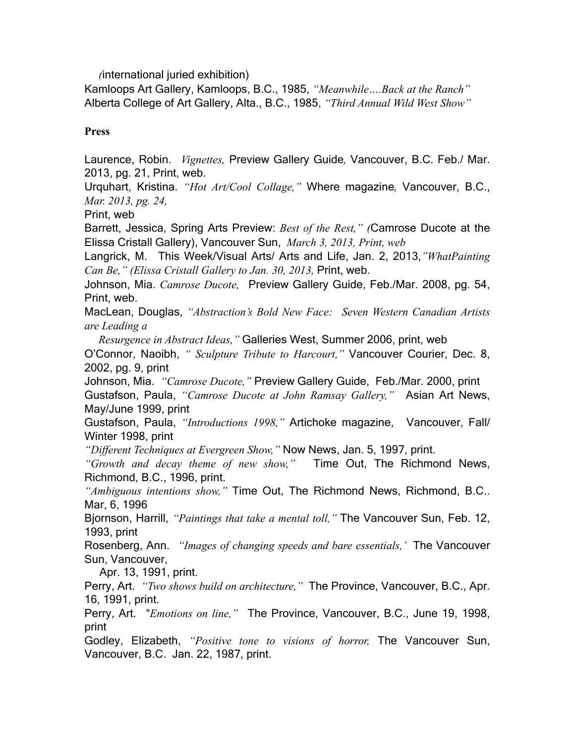(international juried exhibition)
Kamloops Art Gallery, Kamloops, B.C., 1985, *"Meanwhile….Back at the Ranch"*
Alberta College of Art Gallery, Alta., B.C., 1985, *"Third Annual Wild West Show"*

**Press**

Laurence, Robin. *Vignettes,* Preview Gallery Guide*,* Vancouver, B.C. Feb./ Mar. 2013, pg. 21, Print, web.
Urquhart, Kristina. *"Hot Art/Cool Collage,"* Where magazine*,* Vancouver, B.C., *Mar. 2013, pg. 24,*
Print, web
Barrett, Jessica, Spring Arts Preview: *Best of the Rest," (*Camrose Ducote at the Elissa Cristall Gallery), Vancouver Sun, *March 3, 2013, Print, web*
Langrick, M. This Week/Visual Arts/ Arts and Life, Jan. 2, 2013,*"WhatPainting Can Be," (Elissa Cristall Gallery to Jan. 30, 2013,* Print, web.
Johnson, Mia. *Camrose Ducote,* Preview Gallery Guide, Feb./Mar. 2008, pg. 54, Print, web.
MacLean, Douglas, *"Abstraction's Bold New Face: Seven Western Canadian Artists are Leading a Resurgence in Abstract Ideas,"* Galleries West, Summer 2006, print, web
O'Connor, Naoibh, *" Sculpture Tribute to Harcourt,"* Vancouver Courier, Dec. 8, 2002, pg. 9, print
Johnson, Mia. *"Camrose Ducote,"* Preview Gallery Guide, Feb./Mar. 2000, print
Gustafson, Paula, *"Camrose Ducote at John Ramsay Gallery,"* Asian Art News, May/June 1999, print
Gustafson, Paula, *"Introductions 1998,"* Artichoke magazine, Vancouver, Fall/ Winter 1998, print
*"Different Techniques at Evergreen Show,"* Now News, Jan. 5, 1997, print.
*"Growth and decay theme of new show,"* Time Out, The Richmond News, Richmond, B.C., 1996, print.
*"Ambiguous intentions show,"* Time Out, The Richmond News, Richmond, B.C.. Mar, 6, 1996
Bjornson, Harrill, *"Paintings that take a mental toll,"* The Vancouver Sun, Feb. 12, 1993, print
Rosenberg, Ann. *"Images of changing speeds and bare essentials,'* The Vancouver Sun, Vancouver, Apr. 13, 1991, print.
Perry, Art. *"Two shows build on architecture,"* The Province, Vancouver, B.C., Apr. 16, 1991, print.
Perry, Art. "*Emotions on line,"* The Province, Vancouver, B.C., June 19, 1998, print
Godley, Elizabeth, *"Positive tone to visions of horror,* The Vancouver Sun, Vancouver, B.C. Jan. 22, 1987, print.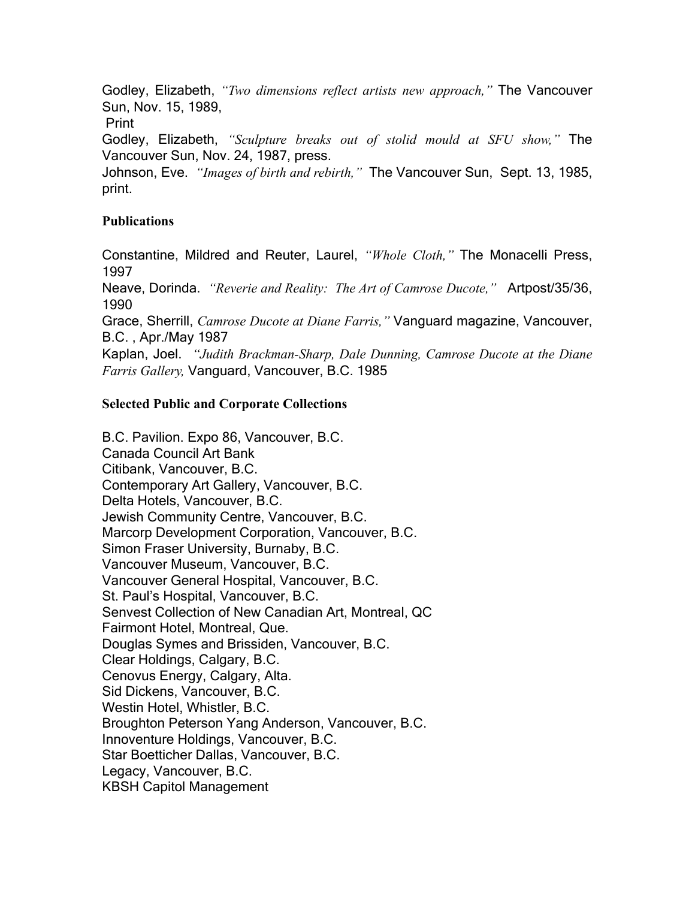Godley, Elizabeth, *"Two dimensions reflect artists new approach,"* The Vancouver Sun, Nov. 15, 1989,
Print

Godley, Elizabeth, *"Sculpture breaks out of stolid mould at SFU show,"* The Vancouver Sun, Nov. 24, 1987, press.

Johnson, Eve. *"Images of birth and rebirth,"* The Vancouver Sun, Sept. 13, 1985, print.

**Publications**

Constantine, Mildred and Reuter, Laurel, *"Whole Cloth,"* The Monacelli Press, 1997

Neave, Dorinda. *"Reverie and Reality: The Art of Camrose Ducote,"* Artpost/35/36, 1990

Grace, Sherrill, *Camrose Ducote at Diane Farris,"* Vanguard magazine, Vancouver, B.C. , Apr./May 1987

Kaplan, Joel. *"Judith Brackman-Sharp, Dale Dunning, Camrose Ducote at the Diane Farris Gallery,* Vanguard, Vancouver, B.C. 1985

**Selected Public and Corporate Collections**

B.C. Pavilion. Expo 86, Vancouver, B.C.
Canada Council Art Bank
Citibank, Vancouver, B.C.
Contemporary Art Gallery, Vancouver, B.C.
Delta Hotels, Vancouver, B.C.
Jewish Community Centre, Vancouver, B.C.
Marcorp Development Corporation, Vancouver, B.C.
Simon Fraser University, Burnaby, B.C.
Vancouver Museum, Vancouver, B.C.
Vancouver General Hospital, Vancouver, B.C.
St. Paul's Hospital, Vancouver, B.C.
Senvest Collection of New Canadian Art, Montreal, QC
Fairmont Hotel, Montreal, Que.
Douglas Symes and Brissiden, Vancouver, B.C.
Clear Holdings, Calgary, B.C.
Cenovus Energy, Calgary, Alta.
Sid Dickens, Vancouver, B.C.
Westin Hotel, Whistler, B.C.
Broughton Peterson Yang Anderson, Vancouver, B.C.
Innoventure Holdings, Vancouver, B.C.
Star Boetticher Dallas, Vancouver, B.C.
Legacy, Vancouver, B.C.
KBSH Capitol Management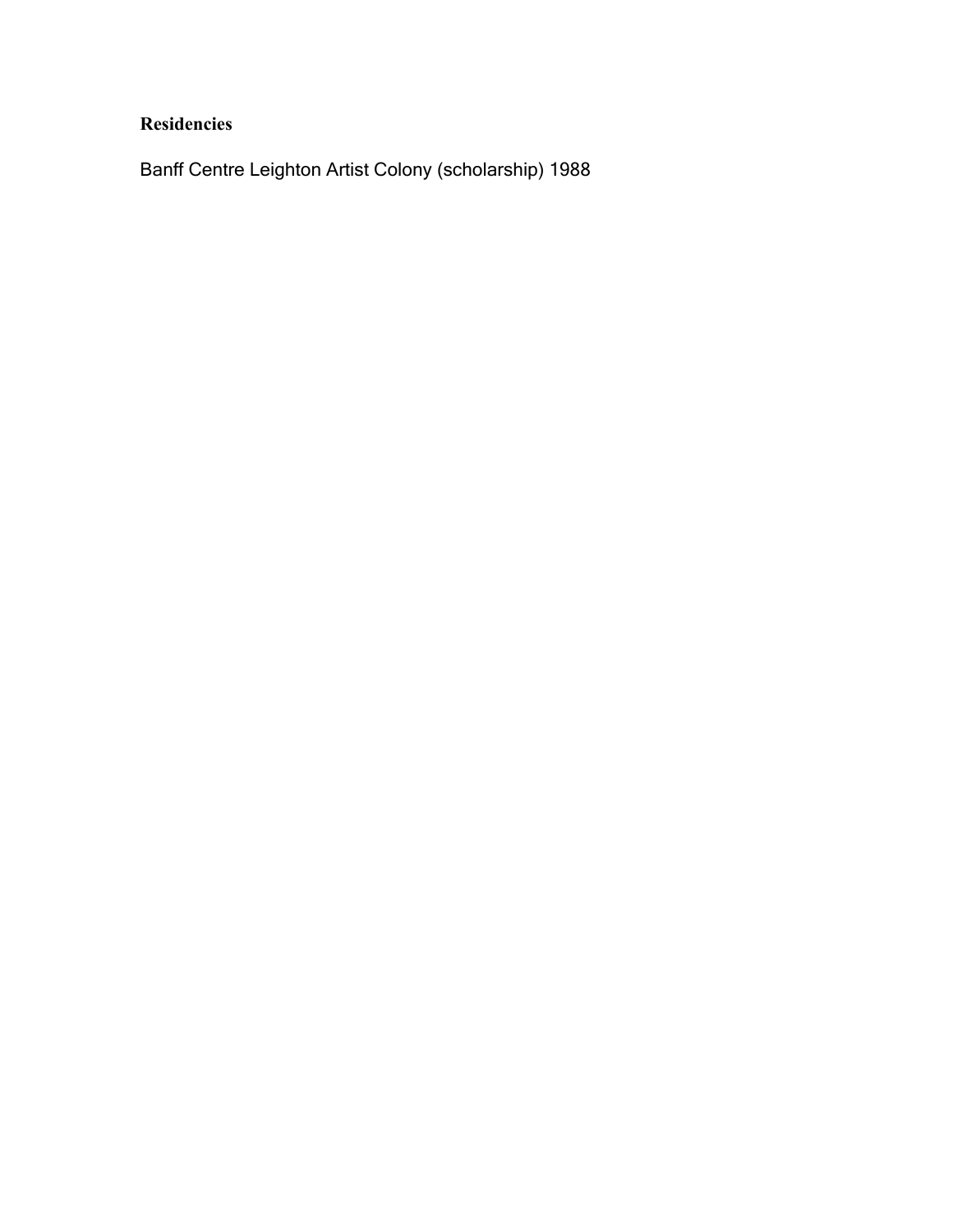**Residencies**

Banff Centre Leighton Artist Colony (scholarship) 1988